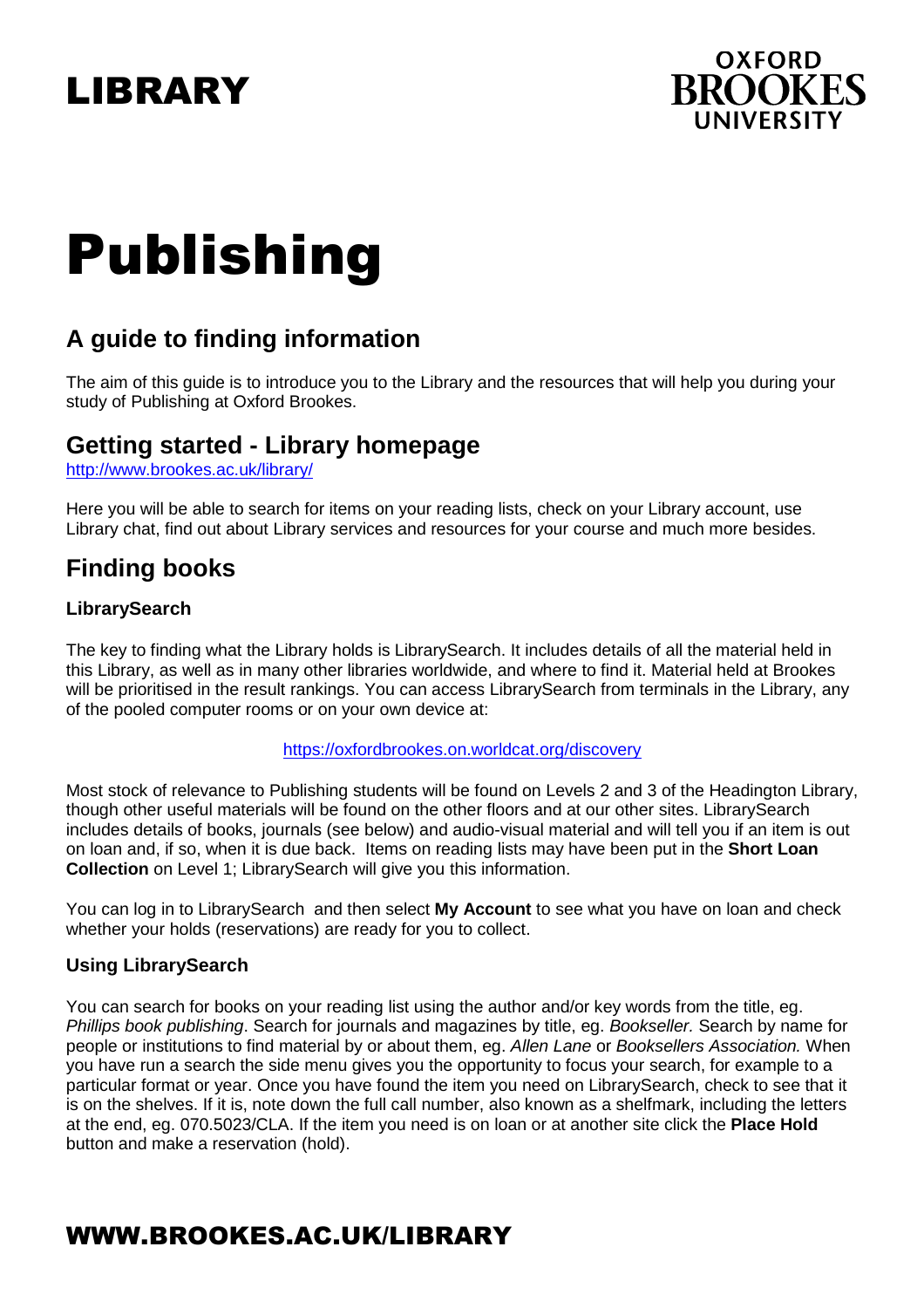# LIBRARY

OXFORD BROOKES UNIVERSITY

# Publishing

## A guide to finding information

The aim of this guide is to introduce you to the Library and the resources that will help you during your study of Publishing at Oxford Brookes.

## Getting started - Library homepage

http://www.brookes.ac.uk/library/

Here you will be able to search for items on your reading lists, check on your Library account, use Library chat, find out about Library services and resources for your course and much more besides.

## Finding books

### LibrarySearch

The key to finding what the Library holds is LibrarySearch. It includes details of all the material held in this Library, as well as in many other libraries worldwide, and where to find it. Material held at Brookes will be prioritised in the result rankings. You can access LibrarySearch from terminals in the Library, any of the pooled computer rooms or on your own device at:

https://oxfordbrookes.on.worldcat.org/discovery

Most stock of relevance to Publishing students will be found on Levels 2 and 3 of the Headington Library, though other useful materials will be found on the other floors and at our other sites. LibrarySearch includes details of books, journals (see below) and audio-visual material and will tell you if an item is out on loan and, if so, when it is due back. Items on reading lists may have been put in the **Short Loan Collection** on Level 1; LibrarySearch will give you this information.

You can log in to LibrarySearch and then select **My Account** to see what you have on loan and check whether your holds (reservations) are ready for you to collect.

### Using LibrarySearch

You can search for books on your reading list using the author and/or key words from the title, eg. *Phillips book publishing*. Search for journals and magazines by title, eg. *Bookseller.* Search by name for people or institutions to find material by or about them, eg. *Allen Lane* or *Booksellers Association.* When you have run a search the side menu gives you the opportunity to focus your search, for example to a particular format or year. Once you have found the item you need on LibrarySearch, check to see that it is on the shelves. If it is, note down the full call number, also known as a shelfmark, including the letters at the end, eg. 070.5023/CLA. If the item you need is on loan or at another site click the **Place Hold** button and make a reservation (hold).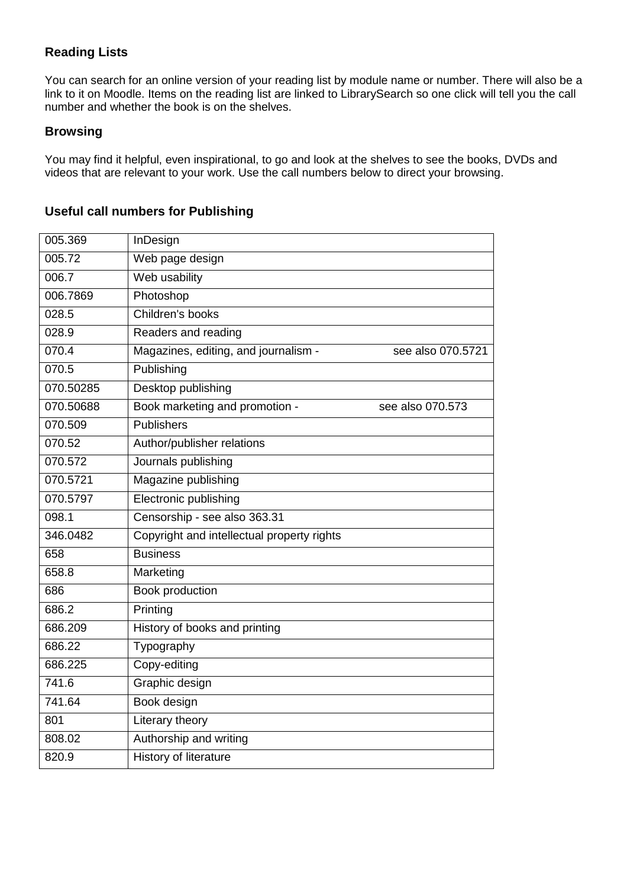## Reading Lists

You can search for an online version of your reading list by module name or number. There will also be a link to it on Moodle. Items on the reading list are linked to LibrarySearch so one click will tell you the call number and whether the book is on the shelves.

## Browsing

You may find it helpful, even inspirational, to go and look at the shelves to see the books, DVDs and videos that are relevant to your work. Use the call numbers below to direct your browsing.

## Useful call numbers for Publishing

| | |
|---|---|
| 005.369 | InDesign |
| 005.72 | Web page design |
| 006.7 | Web usability |
| 006.7869 | Photoshop |
| 028.5 | Children's books |
| 028.9 | Readers and reading |
| 070.4 | Magazines, editing, and journalism - see also 070.5721 |
| 070.5 | Publishing |
| 070.50285 | Desktop publishing |
| 070.50688 | Book marketing and promotion - see also 070.573 |
| 070.509 | Publishers |
| 070.52 | Author/publisher relations |
| 070.572 | Journals publishing |
| 070.5721 | Magazine publishing |
| 070.5797 | Electronic publishing |
| 098.1 | Censorship - see also 363.31 |
| 346.0482 | Copyright and intellectual property rights |
| 658 | Business |
| 658.8 | Marketing |
| 686 | Book production |
| 686.2 | Printing |
| 686.209 | History of books and printing |
| 686.22 | Typography |
| 686.225 | Copy-editing |
| 741.6 | Graphic design |
| 741.64 | Book design |
| 801 | Literary theory |
| 808.02 | Authorship and writing |
| 820.9 | History of literature |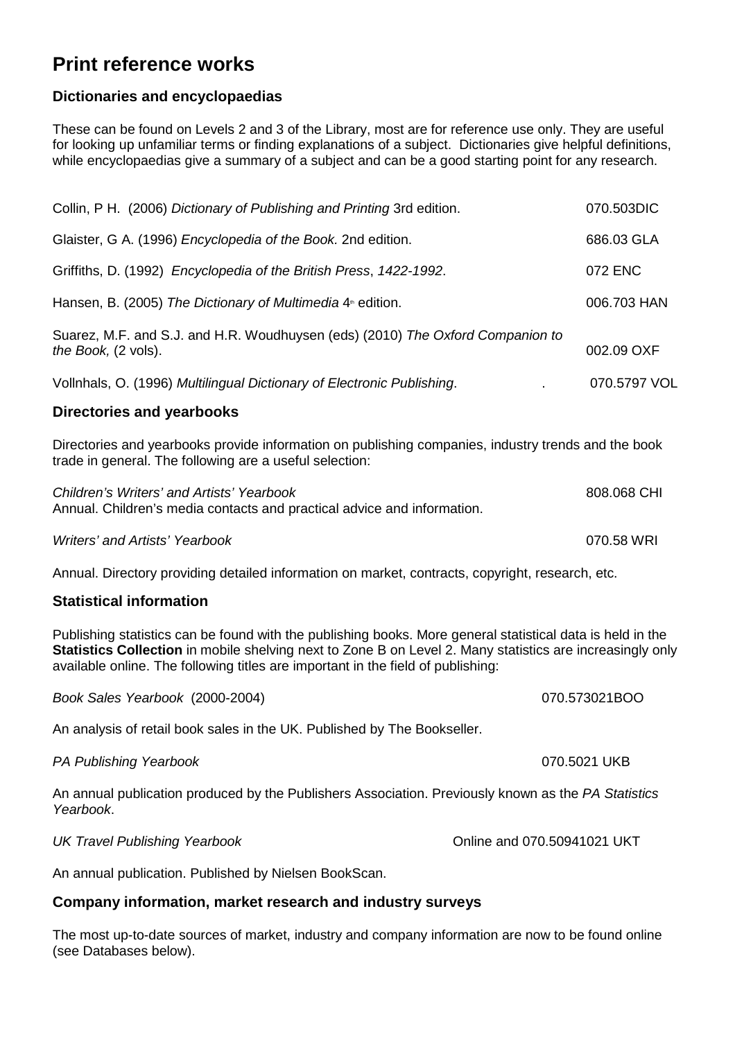# Print reference works

## Dictionaries and encyclopaedias

These can be found on Levels 2 and 3 of the Library, most are for reference use only. They are useful for looking up unfamiliar terms or finding explanations of a subject. Dictionaries give helpful definitions, while encyclopaedias give a summary of a subject and can be a good starting point for any research.

Collin, P H. (2006) *Dictionary of Publishing and Printing* 3rd edition. 070.503DIC

Glaister, G A. (1996) *Encyclopedia of the Book.* 2nd edition. 686.03 GLA

Griffiths, D. (1992) *Encyclopedia of the British Press*, *1422-1992*. 072 ENC

Hansen, B. (2005) *The Dictionary of Multimedia* 4th edition. 006.703 HAN

Suarez, M.F. and S.J. and H.R. Woudhuysen (eds) (2010) *The Oxford Companion to the Book,* (2 vols). 002.09 OXF

Vollnhals, O. (1996) *Multilingual Dictionary of Electronic Publishing*. . 070.5797 VOL

## Directories and yearbooks

Directories and yearbooks provide information on publishing companies, industry trends and the book trade in general. The following are a useful selection:

*Children's Writers' and Artists' Yearbook* 808.068 CHI
Annual. Children's media contacts and practical advice and information.

*Writers' and Artists' Yearbook* 070.58 WRI

Annual. Directory providing detailed information on market, contracts, copyright, research, etc.

## Statistical information

Publishing statistics can be found with the publishing books. More general statistical data is held in the **Statistics Collection** in mobile shelving next to Zone B on Level 2. Many statistics are increasingly only available online. The following titles are important in the field of publishing:

*Book Sales Yearbook* (2000-2004) 070.573021BOO

An analysis of retail book sales in the UK. Published by The Bookseller.

*PA Publishing Yearbook* 070.5021 UKB

An annual publication produced by the Publishers Association. Previously known as the *PA Statistics Yearbook*.

*UK Travel Publishing Yearbook* Online and 070.50941021 UKT

An annual publication. Published by Nielsen BookScan.

## Company information, market research and industry surveys

The most up-to-date sources of market, industry and company information are now to be found online (see Databases below).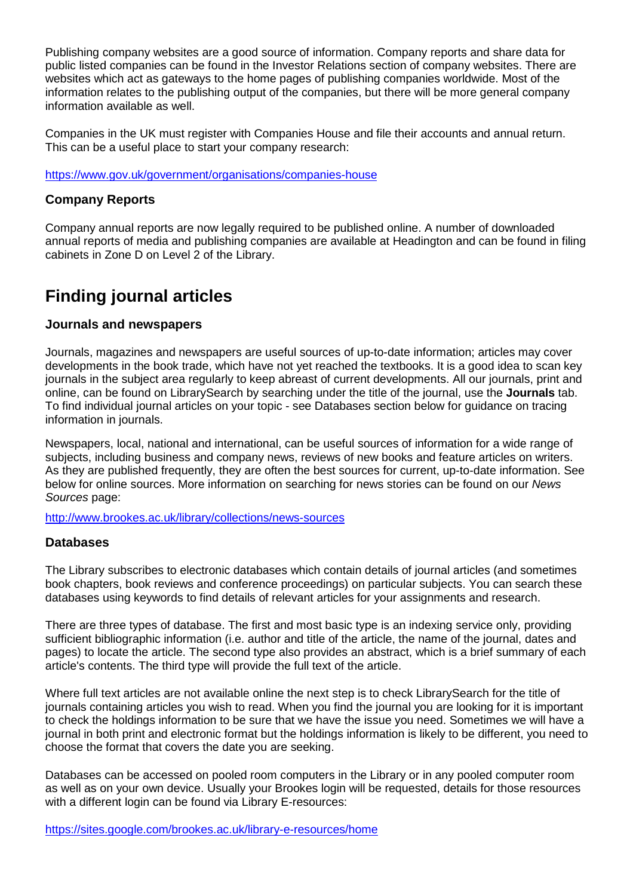Publishing company websites are a good source of information. Company reports and share data for public listed companies can be found in the Investor Relations section of company websites. There are websites which act as gateways to the home pages of publishing companies worldwide. Most of the information relates to the publishing output of the companies, but there will be more general company information available as well.

Companies in the UK must register with Companies House and file their accounts and annual return. This can be a useful place to start your company research:

https://www.gov.uk/government/organisations/companies-house

### Company Reports

Company annual reports are now legally required to be published online. A number of downloaded annual reports of media and publishing companies are available at Headington and can be found in filing cabinets in Zone D on Level 2 of the Library.

## Finding journal articles

### Journals and newspapers

Journals, magazines and newspapers are useful sources of up-to-date information; articles may cover developments in the book trade, which have not yet reached the textbooks. It is a good idea to scan key journals in the subject area regularly to keep abreast of current developments. All our journals, print and online, can be found on LibrarySearch by searching under the title of the journal, use the **Journals** tab. To find individual journal articles on your topic - see Databases section below for guidance on tracing information in journals.

Newspapers, local, national and international, can be useful sources of information for a wide range of subjects, including business and company news, reviews of new books and feature articles on writers. As they are published frequently, they are often the best sources for current, up-to-date information. See below for online sources. More information on searching for news stories can be found on our *News Sources* page:

http://www.brookes.ac.uk/library/collections/news-sources

### Databases

The Library subscribes to electronic databases which contain details of journal articles (and sometimes book chapters, book reviews and conference proceedings) on particular subjects. You can search these databases using keywords to find details of relevant articles for your assignments and research.

There are three types of database. The first and most basic type is an indexing service only, providing sufficient bibliographic information (i.e. author and title of the article, the name of the journal, dates and pages) to locate the article. The second type also provides an abstract, which is a brief summary of each article's contents. The third type will provide the full text of the article.

Where full text articles are not available online the next step is to check LibrarySearch for the title of journals containing articles you wish to read. When you find the journal you are looking for it is important to check the holdings information to be sure that we have the issue you need. Sometimes we will have a journal in both print and electronic format but the holdings information is likely to be different, you need to choose the format that covers the date you are seeking.

Databases can be accessed on pooled room computers in the Library or in any pooled computer room as well as on your own device. Usually your Brookes login will be requested, details for those resources with a different login can be found via Library E-resources:

https://sites.google.com/brookes.ac.uk/library-e-resources/home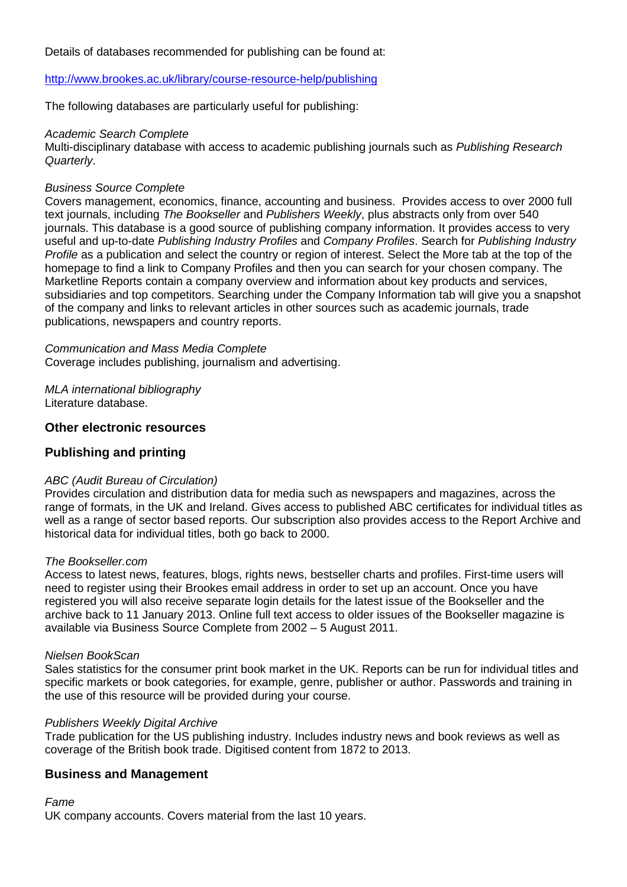Details of databases recommended for publishing can be found at:

http://www.brookes.ac.uk/library/course-resource-help/publishing

The following databases are particularly useful for publishing:

*Academic Search Complete*
Multi-disciplinary database with access to academic publishing journals such as *Publishing Research Quarterly*.

*Business Source Complete*
Covers management, economics, finance, accounting and business. Provides access to over 2000 full text journals, including *The Bookseller* and *Publishers Weekly*, plus abstracts only from over 540 journals. This database is a good source of publishing company information. It provides access to very useful and up-to-date *Publishing Industry Profiles* and *Company Profiles*. Search for *Publishing Industry Profile* as a publication and select the country or region of interest. Select the More tab at the top of the homepage to find a link to Company Profiles and then you can search for your chosen company. The Marketline Reports contain a company overview and information about key products and services, subsidiaries and top competitors. Searching under the Company Information tab will give you a snapshot of the company and links to relevant articles in other sources such as academic journals, trade publications, newspapers and country reports.

*Communication and Mass Media Complete*
Coverage includes publishing, journalism and advertising.

*MLA international bibliography*
Literature database.

## Other electronic resources

## Publishing and printing

*ABC (Audit Bureau of Circulation)*
Provides circulation and distribution data for media such as newspapers and magazines, across the range of formats, in the UK and Ireland. Gives access to published ABC certificates for individual titles as well as a range of sector based reports. Our subscription also provides access to the Report Archive and historical data for individual titles, both go back to 2000.

*The Bookseller.com*
Access to latest news, features, blogs, rights news, bestseller charts and profiles. First-time users will need to register using their Brookes email address in order to set up an account. Once you have registered you will also receive separate login details for the latest issue of the Bookseller and the archive back to 11 January 2013. Online full text access to older issues of the Bookseller magazine is available via Business Source Complete from 2002 – 5 August 2011.

*Nielsen BookScan*
Sales statistics for the consumer print book market in the UK. Reports can be run for individual titles and specific markets or book categories, for example, genre, publisher or author. Passwords and training in the use of this resource will be provided during your course.

*Publishers Weekly Digital Archive*
Trade publication for the US publishing industry. Includes industry news and book reviews as well as coverage of the British book trade. Digitised content from 1872 to 2013.

## Business and Management

*Fame*
UK company accounts. Covers material from the last 10 years.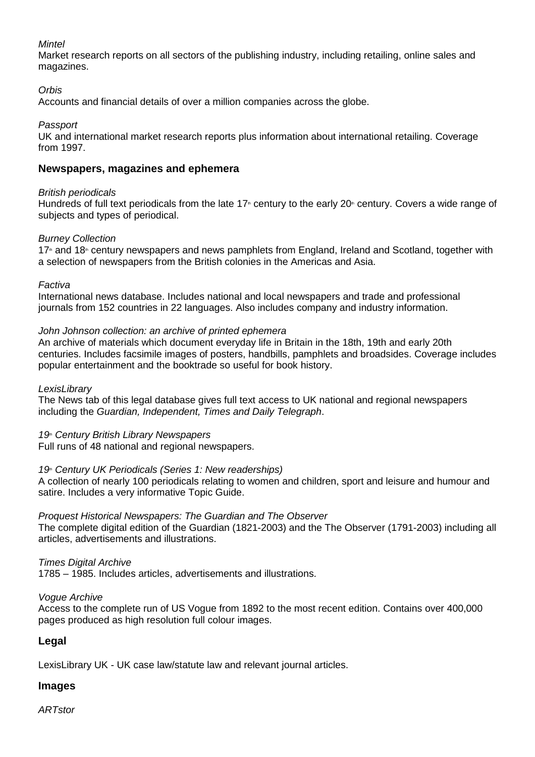*Mintel*
Market research reports on all sectors of the publishing industry, including retailing, online sales and magazines.

*Orbis*
Accounts and financial details of over a million companies across the globe.

*Passport*
UK and international market research reports plus information about international retailing. Coverage from 1997.

### Newspapers, magazines and ephemera

*British periodicals*
Hundreds of full text periodicals from the late 17th century to the early 20th century. Covers a wide range of subjects and types of periodical.

*Burney Collection*
17th and 18th century newspapers and news pamphlets from England, Ireland and Scotland, together with a selection of newspapers from the British colonies in the Americas and Asia.

*Factiva*
International news database. Includes national and local newspapers and trade and professional journals from 152 countries in 22 languages. Also includes company and industry information.

*John Johnson collection: an archive of printed ephemera*
An archive of materials which document everyday life in Britain in the 18th, 19th and early 20th centuries. Includes facsimile images of posters, handbills, pamphlets and broadsides. Coverage includes popular entertainment and the booktrade so useful for book history.

*LexisLibrary*
The News tab of this legal database gives full text access to UK national and regional newspapers including the *Guardian, Independent, Times and Daily Telegraph*.

*19th Century British Library Newspapers*
Full runs of 48 national and regional newspapers.

*19th Century UK Periodicals (Series 1: New readerships)*
A collection of nearly 100 periodicals relating to women and children, sport and leisure and humour and satire. Includes a very informative Topic Guide.

*Proquest Historical Newspapers: The Guardian and The Observer*
The complete digital edition of the Guardian (1821-2003) and the The Observer (1791-2003) including all articles, advertisements and illustrations.

*Times Digital Archive*
1785 – 1985. Includes articles, advertisements and illustrations.

*Vogue Archive*
Access to the complete run of US Vogue from 1892 to the most recent edition. Contains over 400,000 pages produced as high resolution full colour images.

### Legal

LexisLibrary UK - UK case law/statute law and relevant journal articles.

### Images

*ARTstor*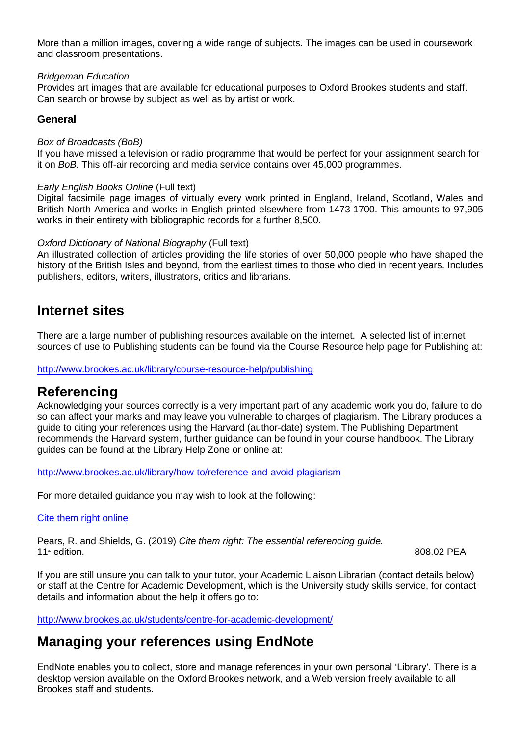More than a million images, covering a wide range of subjects. The images can be used in coursework and classroom presentations.

*Bridgeman Education*
Provides art images that are available for educational purposes to Oxford Brookes students and staff. Can search or browse by subject as well as by artist or work.

**General**

*Box of Broadcasts (BoB)*
If you have missed a television or radio programme that would be perfect for your assignment search for it on *BoB*. This off-air recording and media service contains over 45,000 programmes.

*Early English Books Online* (Full text)
Digital facsimile page images of virtually every work printed in England, Ireland, Scotland, Wales and British North America and works in English printed elsewhere from 1473-1700. This amounts to 97,905 works in their entirety with bibliographic records for a further 8,500.

*Oxford Dictionary of National Biography* (Full text)
An illustrated collection of articles providing the life stories of over 50,000 people who have shaped the history of the British Isles and beyond, from the earliest times to those who died in recent years. Includes publishers, editors, writers, illustrators, critics and librarians.

## Internet sites

There are a large number of publishing resources available on the internet. A selected list of internet sources of use to Publishing students can be found via the Course Resource help page for Publishing at:

http://www.brookes.ac.uk/library/course-resource-help/publishing

## Referencing

Acknowledging your sources correctly is a very important part of any academic work you do, failure to do so can affect your marks and may leave you vulnerable to charges of plagiarism. The Library produces a guide to citing your references using the Harvard (author-date) system. The Publishing Department recommends the Harvard system, further guidance can be found in your course handbook. The Library guides can be found at the Library Help Zone or online at:

http://www.brookes.ac.uk/library/how-to/reference-and-avoid-plagiarism

For more detailed guidance you may wish to look at the following:

Cite them right online

Pears, R. and Shields, G. (2019) *Cite them right: The essential referencing guide.* 11th edition. 808.02 PEA

If you are still unsure you can talk to your tutor, your Academic Liaison Librarian (contact details below) or staff at the Centre for Academic Development, which is the University study skills service, for contact details and information about the help it offers go to:

http://www.brookes.ac.uk/students/centre-for-academic-development/

## Managing your references using EndNote

EndNote enables you to collect, store and manage references in your own personal 'Library'. There is a desktop version available on the Oxford Brookes network, and a Web version freely available to all Brookes staff and students.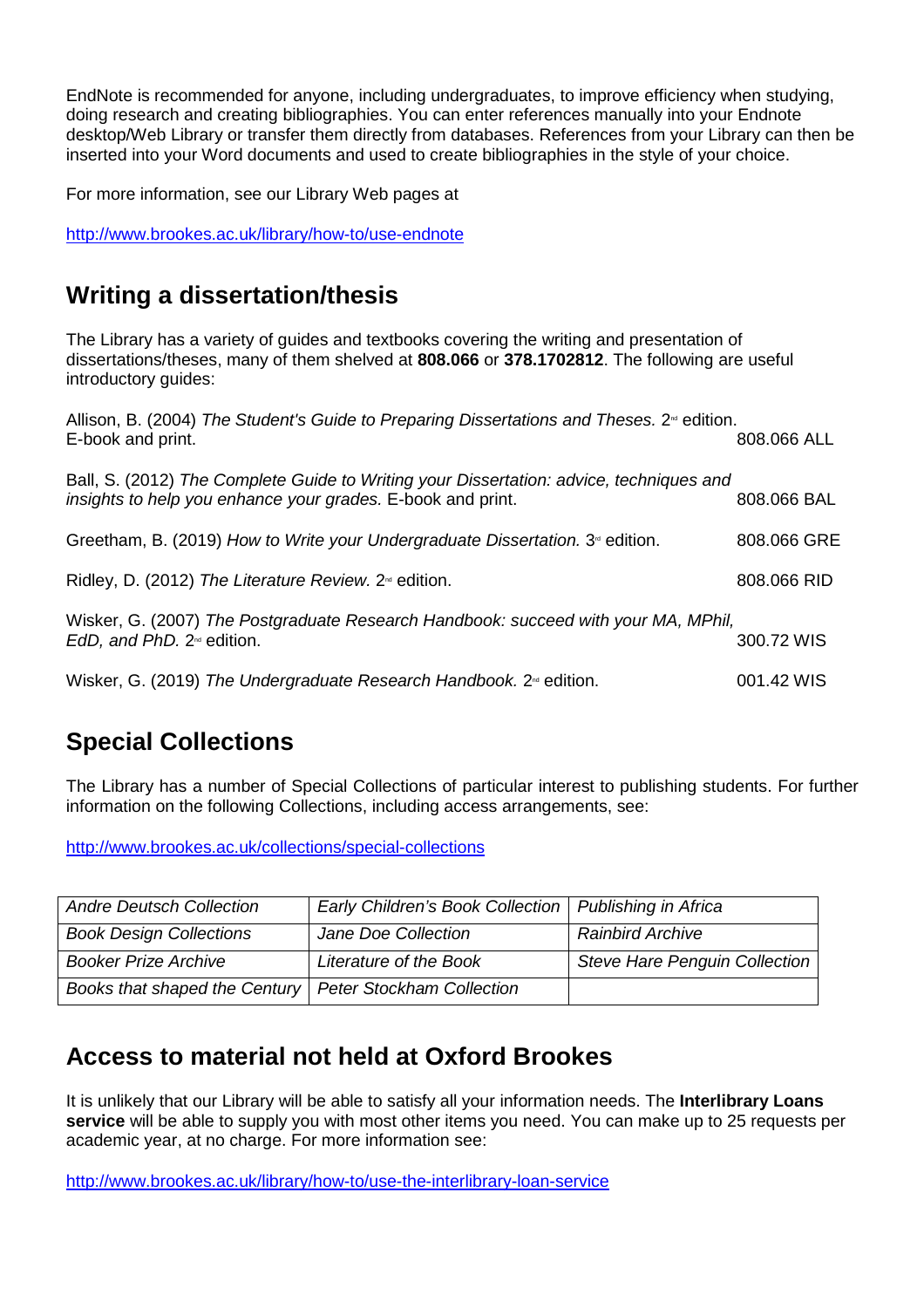EndNote is recommended for anyone, including undergraduates, to improve efficiency when studying, doing research and creating bibliographies. You can enter references manually into your Endnote desktop/Web Library or transfer them directly from databases. References from your Library can then be inserted into your Word documents and used to create bibliographies in the style of your choice.

For more information, see our Library Web pages at

http://www.brookes.ac.uk/library/how-to/use-endnote

## Writing a dissertation/thesis

The Library has a variety of guides and textbooks covering the writing and presentation of dissertations/theses, many of them shelved at **808.066** or **378.1702812**. The following are useful introductory guides:

Allison, B. (2004) *The Student's Guide to Preparing Dissertations and Theses.* 2nd edition. E-book and print. 808.066 ALL

Ball, S. (2012) *The Complete Guide to Writing your Dissertation: advice, techniques and insights to help you enhance your grades.* E-book and print. 808.066 BAL

Greetham, B. (2019) *How to Write your Undergraduate Dissertation.* 3rd edition. 808.066 GRE

Ridley, D. (2012) *The Literature Review.* 2nd edition. 808.066 RID

Wisker, G. (2007) *The Postgraduate Research Handbook: succeed with your MA, MPhil, EdD, and PhD.* 2nd edition. 300.72 WIS

Wisker, G. (2019) *The Undergraduate Research Handbook.* 2nd edition. 001.42 WIS

## Special Collections

The Library has a number of Special Collections of particular interest to publishing students. For further information on the following Collections, including access arrangements, see:

http://www.brookes.ac.uk/collections/special-collections

| | | |
|---|---|---|
| *Andre Deutsch Collection* | *Early Children's Book Collection* | *Publishing in Africa* |
| *Book Design Collections* | *Jane Doe Collection* | *Rainbird Archive* |
| *Booker Prize Archive* | *Literature of the Book* | *Steve Hare Penguin Collection* |
| *Books that shaped the Century* | *Peter Stockham Collection* | |

## Access to material not held at Oxford Brookes

It is unlikely that our Library will be able to satisfy all your information needs. The **Interlibrary Loans service** will be able to supply you with most other items you need. You can make up to 25 requests per academic year, at no charge. For more information see:

http://www.brookes.ac.uk/library/how-to/use-the-interlibrary-loan-service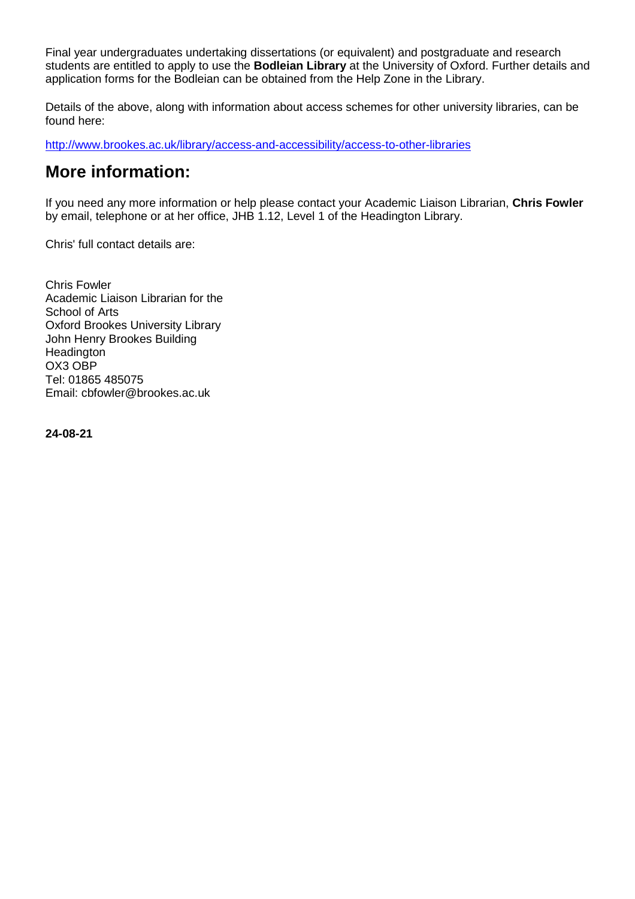Final year undergraduates undertaking dissertations (or equivalent) and postgraduate and research students are entitled to apply to use the **Bodleian Library** at the University of Oxford. Further details and application forms for the Bodleian can be obtained from the Help Zone in the Library.

Details of the above, along with information about access schemes for other university libraries, can be found here:

http://www.brookes.ac.uk/library/access-and-accessibility/access-to-other-libraries

## More information:

If you need any more information or help please contact your Academic Liaison Librarian, **Chris Fowler** by email, telephone or at her office, JHB 1.12, Level 1 of the Headington Library.

Chris' full contact details are:

Chris Fowler
Academic Liaison Librarian for the
School of Arts
Oxford Brookes University Library
John Henry Brookes Building
Headington
OX3 OBP
Tel: 01865 485075
Email: cbfowler@brookes.ac.uk

**24-08-21**